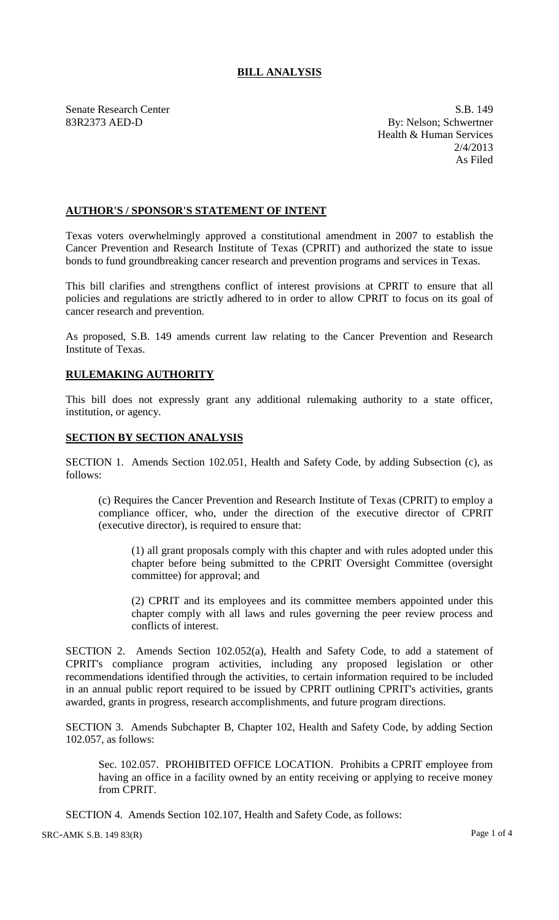# BILL ANALYSIS

Senate Research Center
83R2373 AED-D

S.B. 149
By: Nelson; Schwertner
Health & Human Services
2/4/2013
As Filed

## AUTHOR'S / SPONSOR'S STATEMENT OF INTENT

Texas voters overwhelmingly approved a constitutional amendment in 2007 to establish the Cancer Prevention and Research Institute of Texas (CPRIT) and authorized the state to issue bonds to fund groundbreaking cancer research and prevention programs and services in Texas.

This bill clarifies and strengthens conflict of interest provisions at CPRIT to ensure that all policies and regulations are strictly adhered to in order to allow CPRIT to focus on its goal of cancer research and prevention.

As proposed, S.B. 149 amends current law relating to the Cancer Prevention and Research Institute of Texas.

## RULEMAKING AUTHORITY

This bill does not expressly grant any additional rulemaking authority to a state officer, institution, or agency.

## SECTION BY SECTION ANALYSIS

SECTION 1. Amends Section 102.051, Health and Safety Code, by adding Subsection (c), as follows:

(c) Requires the Cancer Prevention and Research Institute of Texas (CPRIT) to employ a compliance officer, who, under the direction of the executive director of CPRIT (executive director), is required to ensure that:

(1) all grant proposals comply with this chapter and with rules adopted under this chapter before being submitted to the CPRIT Oversight Committee (oversight committee) for approval; and

(2) CPRIT and its employees and its committee members appointed under this chapter comply with all laws and rules governing the peer review process and conflicts of interest.

SECTION 2. Amends Section 102.052(a), Health and Safety Code, to add a statement of CPRIT's compliance program activities, including any proposed legislation or other recommendations identified through the activities, to certain information required to be included in an annual public report required to be issued by CPRIT outlining CPRIT's activities, grants awarded, grants in progress, research accomplishments, and future program directions.

SECTION 3. Amends Subchapter B, Chapter 102, Health and Safety Code, by adding Section 102.057, as follows:

Sec. 102.057. PROHIBITED OFFICE LOCATION. Prohibits a CPRIT employee from having an office in a facility owned by an entity receiving or applying to receive money from CPRIT.

SECTION 4. Amends Section 102.107, Health and Safety Code, as follows: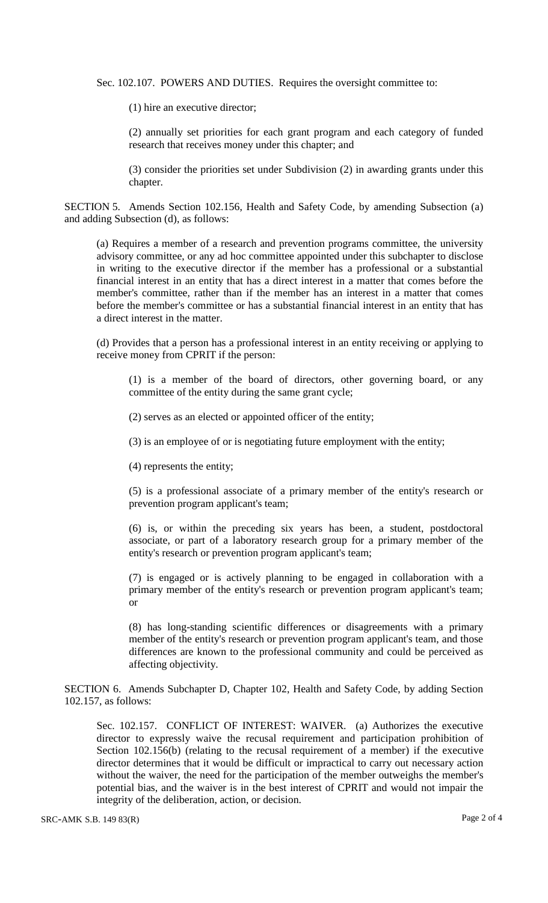Sec. 102.107. POWERS AND DUTIES. Requires the oversight committee to:

(1) hire an executive director;

(2) annually set priorities for each grant program and each category of funded research that receives money under this chapter; and

(3) consider the priorities set under Subdivision (2) in awarding grants under this chapter.

SECTION 5. Amends Section 102.156, Health and Safety Code, by amending Subsection (a) and adding Subsection (d), as follows:

(a) Requires a member of a research and prevention programs committee, the university advisory committee, or any ad hoc committee appointed under this subchapter to disclose in writing to the executive director if the member has a professional or a substantial financial interest in an entity that has a direct interest in a matter that comes before the member's committee, rather than if the member has an interest in a matter that comes before the member's committee or has a substantial financial interest in an entity that has a direct interest in the matter.

(d) Provides that a person has a professional interest in an entity receiving or applying to receive money from CPRIT if the person:

(1) is a member of the board of directors, other governing board, or any committee of the entity during the same grant cycle;

(2) serves as an elected or appointed officer of the entity;

(3) is an employee of or is negotiating future employment with the entity;

(4) represents the entity;

(5) is a professional associate of a primary member of the entity's research or prevention program applicant's team;

(6) is, or within the preceding six years has been, a student, postdoctoral associate, or part of a laboratory research group for a primary member of the entity's research or prevention program applicant's team;

(7) is engaged or is actively planning to be engaged in collaboration with a primary member of the entity's research or prevention program applicant's team; or

(8) has long-standing scientific differences or disagreements with a primary member of the entity's research or prevention program applicant's team, and those differences are known to the professional community and could be perceived as affecting objectivity.

SECTION 6. Amends Subchapter D, Chapter 102, Health and Safety Code, by adding Section 102.157, as follows:

Sec. 102.157. CONFLICT OF INTEREST: WAIVER. (a) Authorizes the executive director to expressly waive the recusal requirement and participation prohibition of Section 102.156(b) (relating to the recusal requirement of a member) if the executive director determines that it would be difficult or impractical to carry out necessary action without the waiver, the need for the participation of the member outweighs the member's potential bias, and the waiver is in the best interest of CPRIT and would not impair the integrity of the deliberation, action, or decision.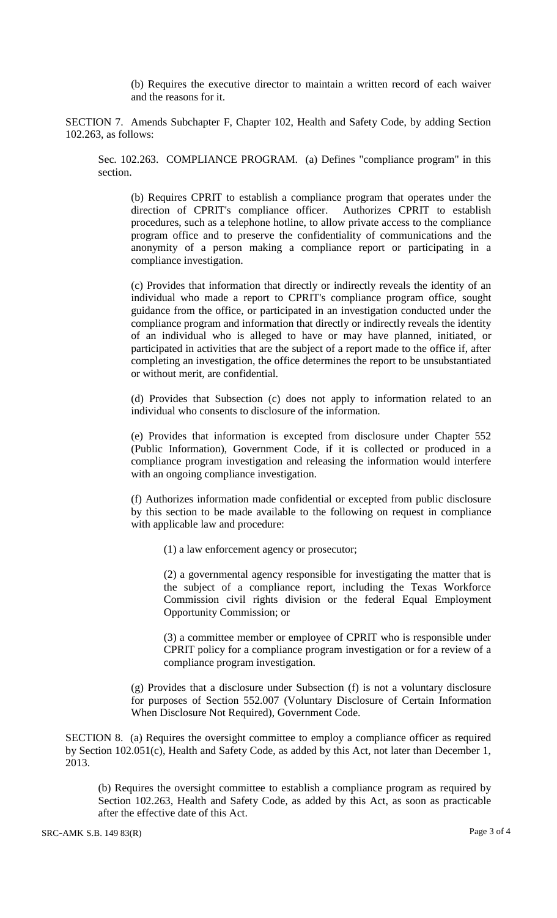(b) Requires the executive director to maintain a written record of each waiver and the reasons for it.

SECTION 7. Amends Subchapter F, Chapter 102, Health and Safety Code, by adding Section 102.263, as follows:

Sec. 102.263. COMPLIANCE PROGRAM. (a) Defines "compliance program" in this section.

(b) Requires CPRIT to establish a compliance program that operates under the direction of CPRIT's compliance officer. Authorizes CPRIT to establish procedures, such as a telephone hotline, to allow private access to the compliance program office and to preserve the confidentiality of communications and the anonymity of a person making a compliance report or participating in a compliance investigation.

(c) Provides that information that directly or indirectly reveals the identity of an individual who made a report to CPRIT's compliance program office, sought guidance from the office, or participated in an investigation conducted under the compliance program and information that directly or indirectly reveals the identity of an individual who is alleged to have or may have planned, initiated, or participated in activities that are the subject of a report made to the office if, after completing an investigation, the office determines the report to be unsubstantiated or without merit, are confidential.

(d) Provides that Subsection (c) does not apply to information related to an individual who consents to disclosure of the information.

(e) Provides that information is excepted from disclosure under Chapter 552 (Public Information), Government Code, if it is collected or produced in a compliance program investigation and releasing the information would interfere with an ongoing compliance investigation.

(f) Authorizes information made confidential or excepted from public disclosure by this section to be made available to the following on request in compliance with applicable law and procedure:

(1) a law enforcement agency or prosecutor;

(2) a governmental agency responsible for investigating the matter that is the subject of a compliance report, including the Texas Workforce Commission civil rights division or the federal Equal Employment Opportunity Commission; or

(3) a committee member or employee of CPRIT who is responsible under CPRIT policy for a compliance program investigation or for a review of a compliance program investigation.

(g) Provides that a disclosure under Subsection (f) is not a voluntary disclosure for purposes of Section 552.007 (Voluntary Disclosure of Certain Information When Disclosure Not Required), Government Code.

SECTION 8. (a) Requires the oversight committee to employ a compliance officer as required by Section 102.051(c), Health and Safety Code, as added by this Act, not later than December 1, 2013.

(b) Requires the oversight committee to establish a compliance program as required by Section 102.263, Health and Safety Code, as added by this Act, as soon as practicable after the effective date of this Act.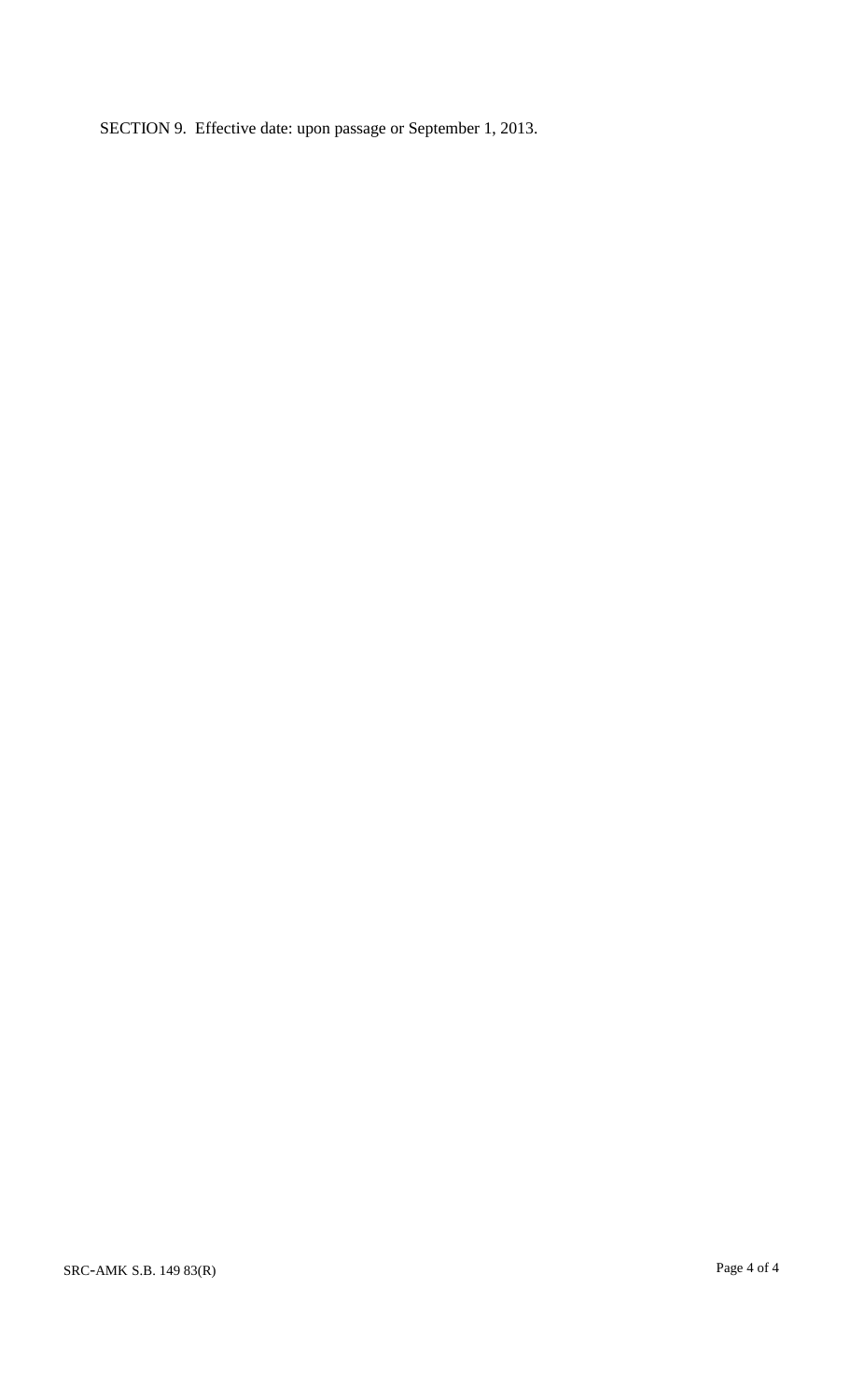SECTION 9. Effective date: upon passage or September 1, 2013.